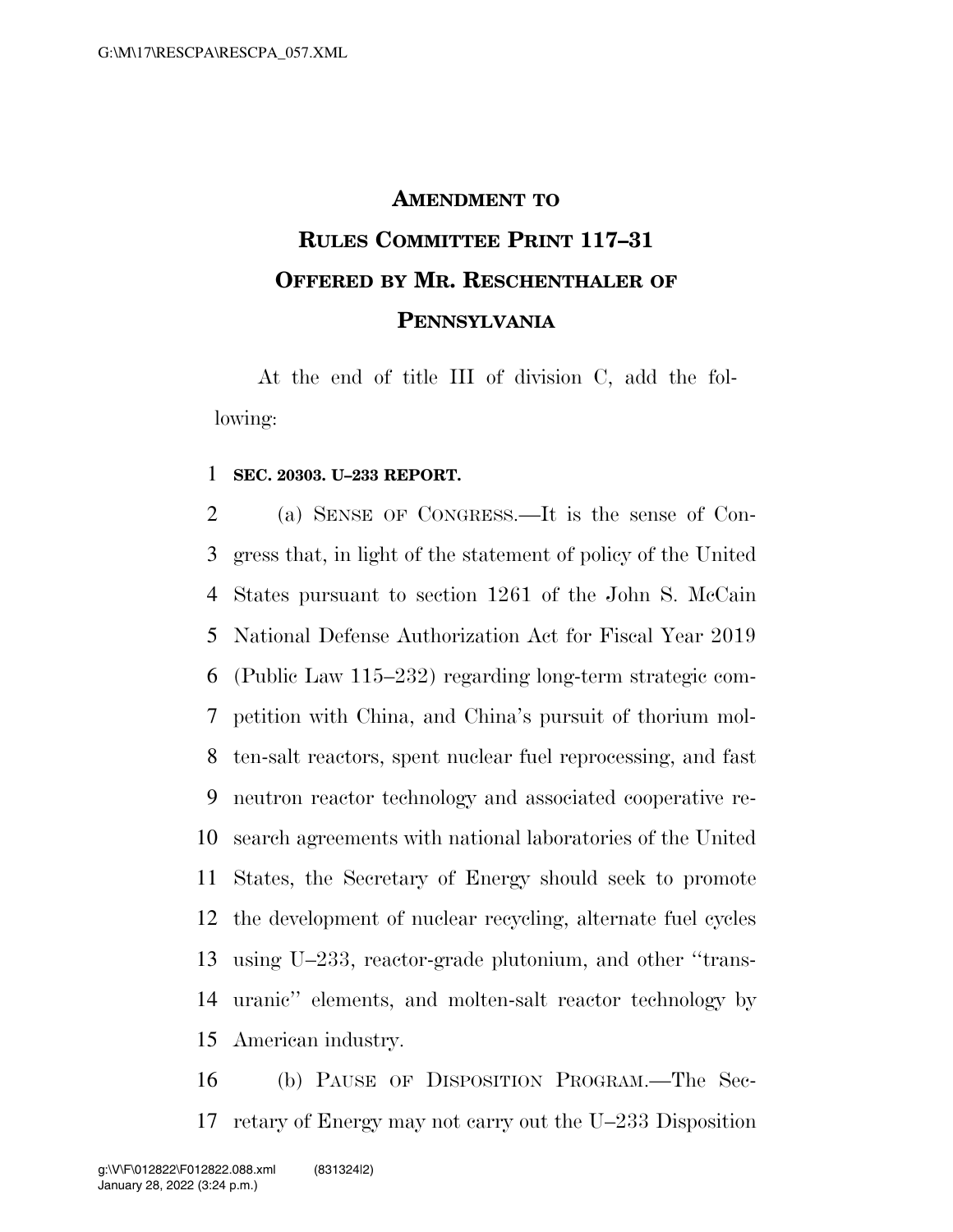# AMENDMENT TO RULES COMMITTEE PRINT 117–31 OFFERED BY MR. RESCHENTHALER OF PENNSYLVANIA

At the end of title III of division C, add the following:

**SEC. 20303. U–233 REPORT.**

(a) SENSE OF CONGRESS.—It is the sense of Congress that, in light of the statement of policy of the United States pursuant to section 1261 of the John S. McCain National Defense Authorization Act for Fiscal Year 2019 (Public Law 115–232) regarding long-term strategic competition with China, and China's pursuit of thorium molten-salt reactors, spent nuclear fuel reprocessing, and fast neutron reactor technology and associated cooperative research agreements with national laboratories of the United States, the Secretary of Energy should seek to promote the development of nuclear recycling, alternate fuel cycles using U–233, reactor-grade plutonium, and other "transuranic" elements, and molten-salt reactor technology by American industry.

(b) PAUSE OF DISPOSITION PROGRAM.—The Secretary of Energy may not carry out the U–233 Disposition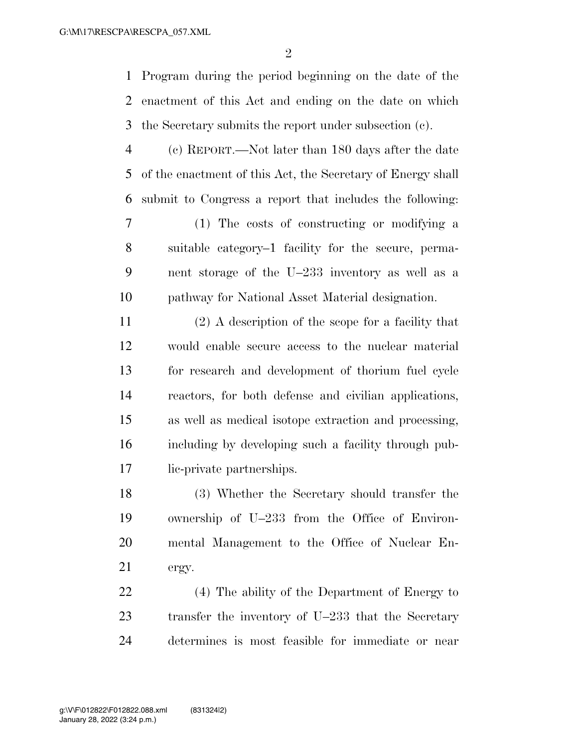Program during the period beginning on the date of the enactment of this Act and ending on the date on which the Secretary submits the report under subsection (c).

(c) REPORT.—Not later than 180 days after the date of the enactment of this Act, the Secretary of Energy shall submit to Congress a report that includes the following:

(1) The costs of constructing or modifying a suitable category–1 facility for the secure, permanent storage of the U–233 inventory as well as a pathway for National Asset Material designation.

(2) A description of the scope for a facility that would enable secure access to the nuclear material for research and development of thorium fuel cycle reactors, for both defense and civilian applications, as well as medical isotope extraction and processing, including by developing such a facility through public-private partnerships.

(3) Whether the Secretary should transfer the ownership of U–233 from the Office of Environmental Management to the Office of Nuclear Energy.

(4) The ability of the Department of Energy to transfer the inventory of U–233 that the Secretary determines is most feasible for immediate or near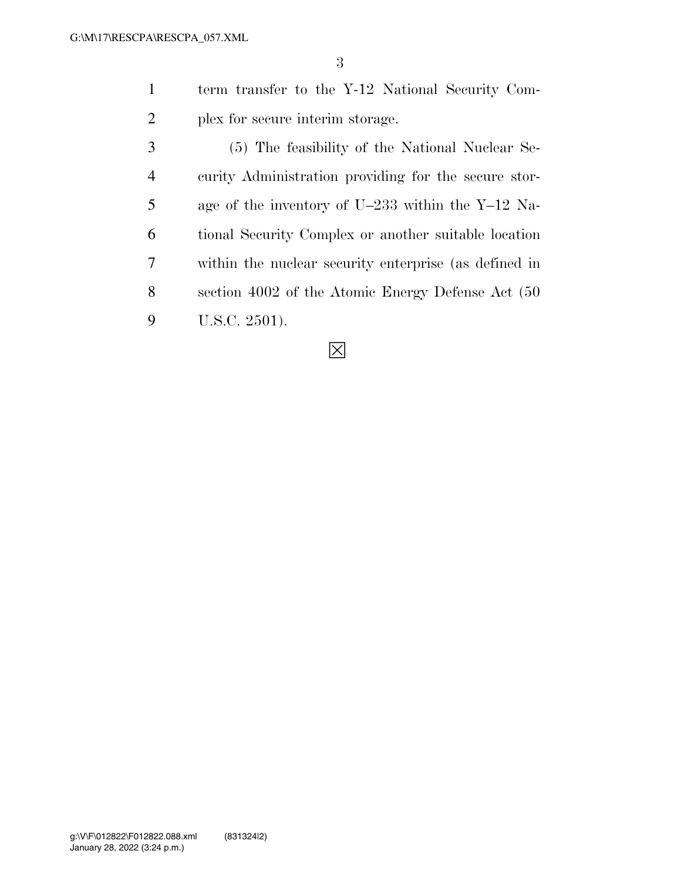term transfer to the Y-12 National Security Complex for secure interim storage.

(5) The feasibility of the National Nuclear Security Administration providing for the secure storage of the inventory of U–233 within the Y–12 National Security Complex or another suitable location within the nuclear security enterprise (as defined in section 4002 of the Atomic Energy Defense Act (50 U.S.C. 2501).

☒